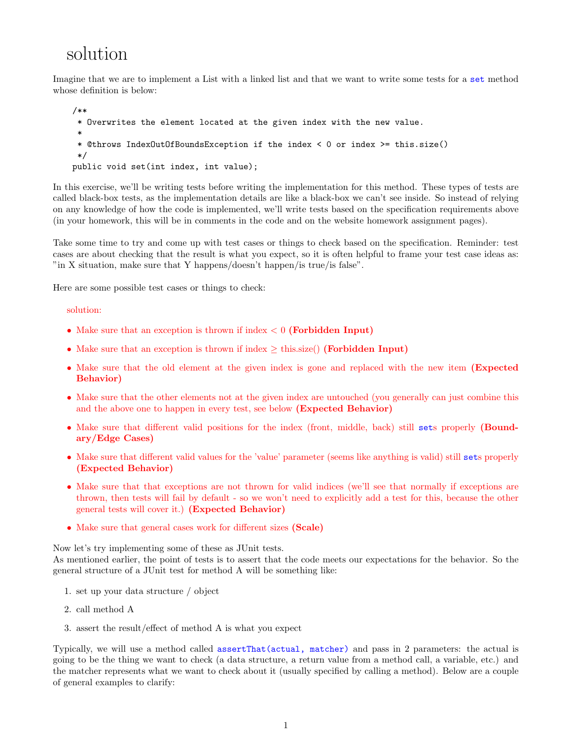# solution

Imagine that we are to implement a List with a linked list and that we want to write some tests for a `set` method whose definition is below:

```
/**
 * Overwrites the element located at the given index with the new value.
 *
 * @throws IndexOutOfBoundsException if the index < 0 or index >= this.size()
 */
public void set(int index, int value);
```

In this exercise, we'll be writing tests before writing the implementation for this method. These types of tests are called black-box tests, as the implementation details are like a black-box we can't see inside. So instead of relying on any knowledge of how the code is implemented, we'll write tests based on the specification requirements above (in your homework, this will be in comments in the code and on the website homework assignment pages).

Take some time to try and come up with test cases or things to check based on the specification. Reminder: test cases are about checking that the result is what you expect, so it is often helpful to frame your test case ideas as: "in X situation, make sure that Y happens/doesn't happen/is true/is false".

Here are some possible test cases or things to check:

solution:

- Make sure that an exception is thrown if index $< 0$ **(Forbidden Input)**
- Make sure that an exception is thrown if index $\geq$ this.size() **(Forbidden Input)**
- Make sure that the old element at the given index is gone and replaced with the new item **(Expected Behavior)**
- Make sure that the other elements not at the given index are untouched (you generally can just combine this and the above one to happen in every test, see below **(Expected Behavior)**
- Make sure that different valid positions for the index (front, middle, back) still `set`s properly **(Boundary/Edge Cases)**
- Make sure that different valid values for the 'value' parameter (seems like anything is valid) still `set`s properly **(Expected Behavior)**
- Make sure that that exceptions are not thrown for valid indices (we'll see that normally if exceptions are thrown, then tests will fail by default - so we won't need to explicitly add a test for this, because the other general tests will cover it.) **(Expected Behavior)**
- Make sure that general cases work for different sizes **(Scale)**

Now let's try implementing some of these as JUnit tests.
As mentioned earlier, the point of tests is to assert that the code meets our expectations for the behavior. So the general structure of a JUnit test for method A will be something like:

1. set up your data structure / object
2. call method A
3. assert the result/effect of method A is what you expect

Typically, we will use a method called `assertThat(actual, matcher)` and pass in 2 parameters: the actual is going to be the thing we want to check (a data structure, a return value from a method call, a variable, etc.) and the matcher represents what we want to check about it (usually specified by calling a method). Below are a couple of general examples to clarify: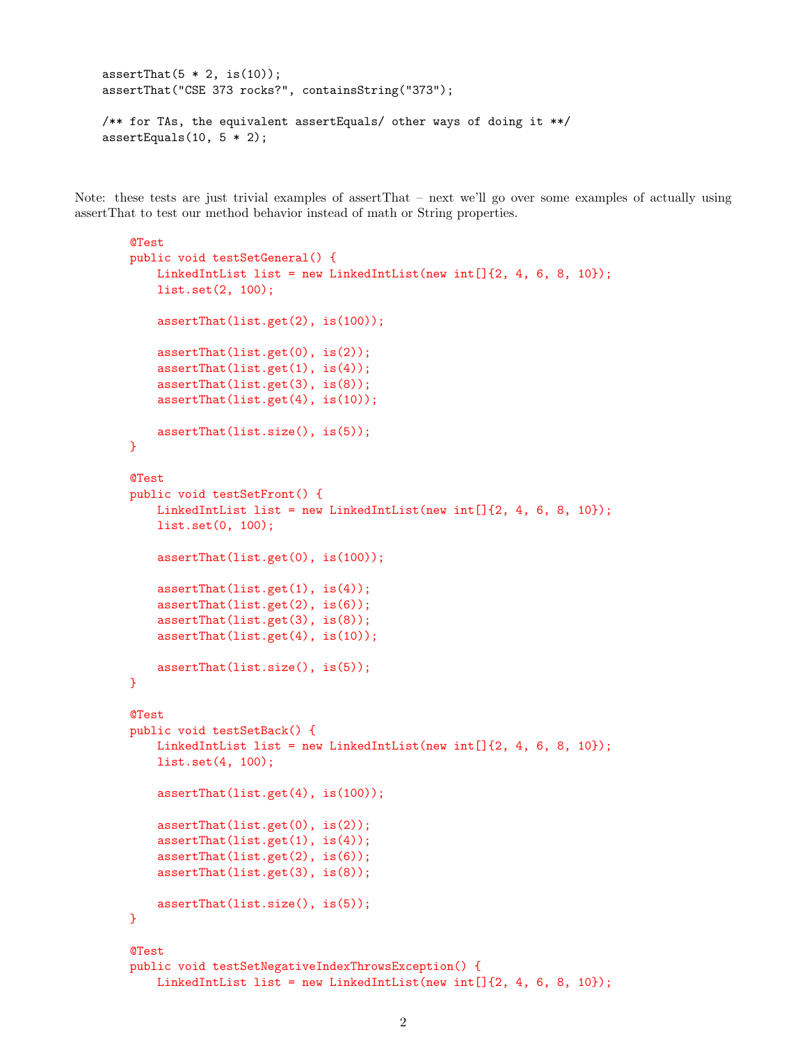```java
assertThat(5 * 2, is(10));
assertThat("CSE 373 rocks?", containsString("373");

/** for TAs, the equivalent assertEquals/ other ways of doing it **/
assertEquals(10, 5 * 2);
```

Note: these tests are just trivial examples of assertThat – next we'll go over some examples of actually using assertThat to test our method behavior instead of math or String properties.

```java
@Test
public void testSetGeneral() {
    LinkedIntList list = new LinkedIntList(new int[]{2, 4, 6, 8, 10});
    list.set(2, 100);

    assertThat(list.get(2), is(100));

    assertThat(list.get(0), is(2));
    assertThat(list.get(1), is(4));
    assertThat(list.get(3), is(8));
    assertThat(list.get(4), is(10));

    assertThat(list.size(), is(5));
}

@Test
public void testSetFront() {
    LinkedIntList list = new LinkedIntList(new int[]{2, 4, 6, 8, 10});
    list.set(0, 100);

    assertThat(list.get(0), is(100));

    assertThat(list.get(1), is(4));
    assertThat(list.get(2), is(6));
    assertThat(list.get(3), is(8));
    assertThat(list.get(4), is(10));

    assertThat(list.size(), is(5));
}

@Test
public void testSetBack() {
    LinkedIntList list = new LinkedIntList(new int[]{2, 4, 6, 8, 10});
    list.set(4, 100);

    assertThat(list.get(4), is(100));

    assertThat(list.get(0), is(2));
    assertThat(list.get(1), is(4));
    assertThat(list.get(2), is(6));
    assertThat(list.get(3), is(8));

    assertThat(list.size(), is(5));
}

@Test
public void testSetNegativeIndexThrowsException() {
    LinkedIntList list = new LinkedIntList(new int[]{2, 4, 6, 8, 10});
```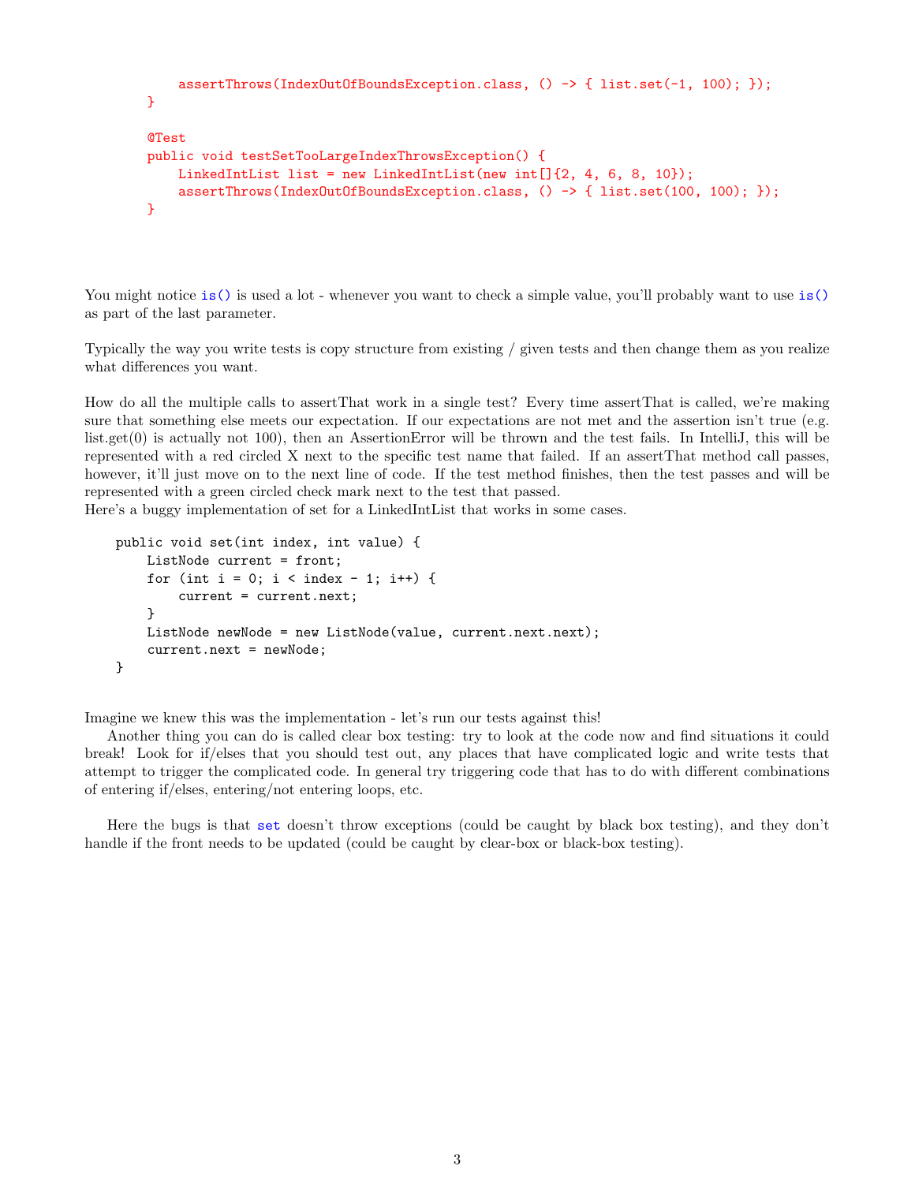```java
        assertThrows(IndexOutOfBoundsException.class, () -> { list.set(-1, 100); });
    }

    @Test
    public void testSetTooLargeIndexThrowsException() {
        LinkedIntList list = new LinkedIntList(new int[]{2, 4, 6, 8, 10});
        assertThrows(IndexOutOfBoundsException.class, () -> { list.set(100, 100); });
    }
```

You might notice `is()` is used a lot - whenever you want to check a simple value, you'll probably want to use `is()` as part of the last parameter.

Typically the way you write tests is copy structure from existing / given tests and then change them as you realize what differences you want.

How do all the multiple calls to assertThat work in a single test? Every time assertThat is called, we're making sure that something else meets our expectation. If our expectations are not met and the assertion isn't true (e.g. list.get(0) is actually not 100), then an AssertionError will be thrown and the test fails. In IntelliJ, this will be represented with a red circled X next to the specific test name that failed. If an assertThat method call passes, however, it'll just move on to the next line of code. If the test method finishes, then the test passes and will be represented with a green circled check mark next to the test that passed.
Here's a buggy implementation of set for a LinkedIntList that works in some cases.

```java
public void set(int index, int value) {
    ListNode current = front;
    for (int i = 0; i < index - 1; i++) {
        current = current.next;
    }
    ListNode newNode = new ListNode(value, current.next.next);
    current.next = newNode;
}
```

Imagine we knew this was the implementation - let's run our tests against this!

Another thing you can do is called clear box testing: try to look at the code now and find situations it could break! Look for if/elses that you should test out, any places that have complicated logic and write tests that attempt to trigger the complicated code. In general try triggering code that has to do with different combinations of entering if/elses, entering/not entering loops, etc.

Here the bugs is that `set` doesn't throw exceptions (could be caught by black box testing), and they don't handle if the front needs to be updated (could be caught by clear-box or black-box testing).